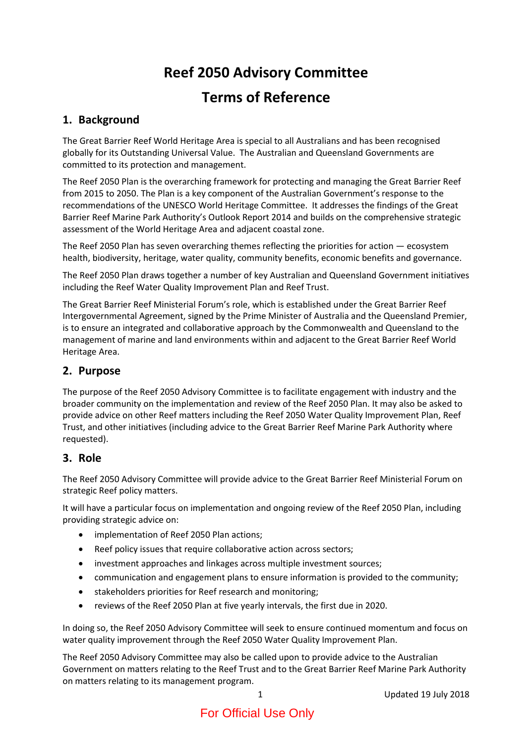# Reef 2050 Advisory Committee

# Terms of Reference

## 1. Background

The Great Barrier Reef World Heritage Area is special to all Australians and has been recognised globally for its Outstanding Universal Value. The Australian and Queensland Governments are committed to its protection and management.

The Reef 2050 Plan is the overarching framework for protecting and managing the Great Barrier Reef from 2015 to 2050. The Plan is a key component of the Australian Government's response to the recommendations of the UNESCO World Heritage Committee. It addresses the findings of the Great Barrier Reef Marine Park Authority's Outlook Report 2014 and builds on the comprehensive strategic assessment of the World Heritage Area and adjacent coastal zone.

The Reef 2050 Plan has seven overarching themes reflecting the priorities for action — ecosystem health, biodiversity, heritage, water quality, community benefits, economic benefits and governance.

The Reef 2050 Plan draws together a number of key Australian and Queensland Government initiatives including the Reef Water Quality Improvement Plan and Reef Trust.

The Great Barrier Reef Ministerial Forum's role, which is established under the Great Barrier Reef Intergovernmental Agreement, signed by the Prime Minister of Australia and the Queensland Premier, is to ensure an integrated and collaborative approach by the Commonwealth and Queensland to the management of marine and land environments within and adjacent to the Great Barrier Reef World Heritage Area.

## 2. Purpose

The purpose of the Reef 2050 Advisory Committee is to facilitate engagement with industry and the broader community on the implementation and review of the Reef 2050 Plan. It may also be asked to provide advice on other Reef matters including the Reef 2050 Water Quality Improvement Plan, Reef Trust, and other initiatives (including advice to the Great Barrier Reef Marine Park Authority where requested).

## 3. Role

The Reef 2050 Advisory Committee will provide advice to the Great Barrier Reef Ministerial Forum on strategic Reef policy matters.

It will have a particular focus on implementation and ongoing review of the Reef 2050 Plan, including providing strategic advice on:

- implementation of Reef 2050 Plan actions;
- Reef policy issues that require collaborative action across sectors;
- investment approaches and linkages across multiple investment sources;
- communication and engagement plans to ensure information is provided to the community;
- stakeholders priorities for Reef research and monitoring;
- reviews of the Reef 2050 Plan at five yearly intervals, the first due in 2020.

In doing so, the Reef 2050 Advisory Committee will seek to ensure continued momentum and focus on water quality improvement through the Reef 2050 Water Quality Improvement Plan.

The Reef 2050 Advisory Committee may also be called upon to provide advice to the Australian Government on matters relating to the Reef Trust and to the Great Barrier Reef Marine Park Authority on matters relating to its management program.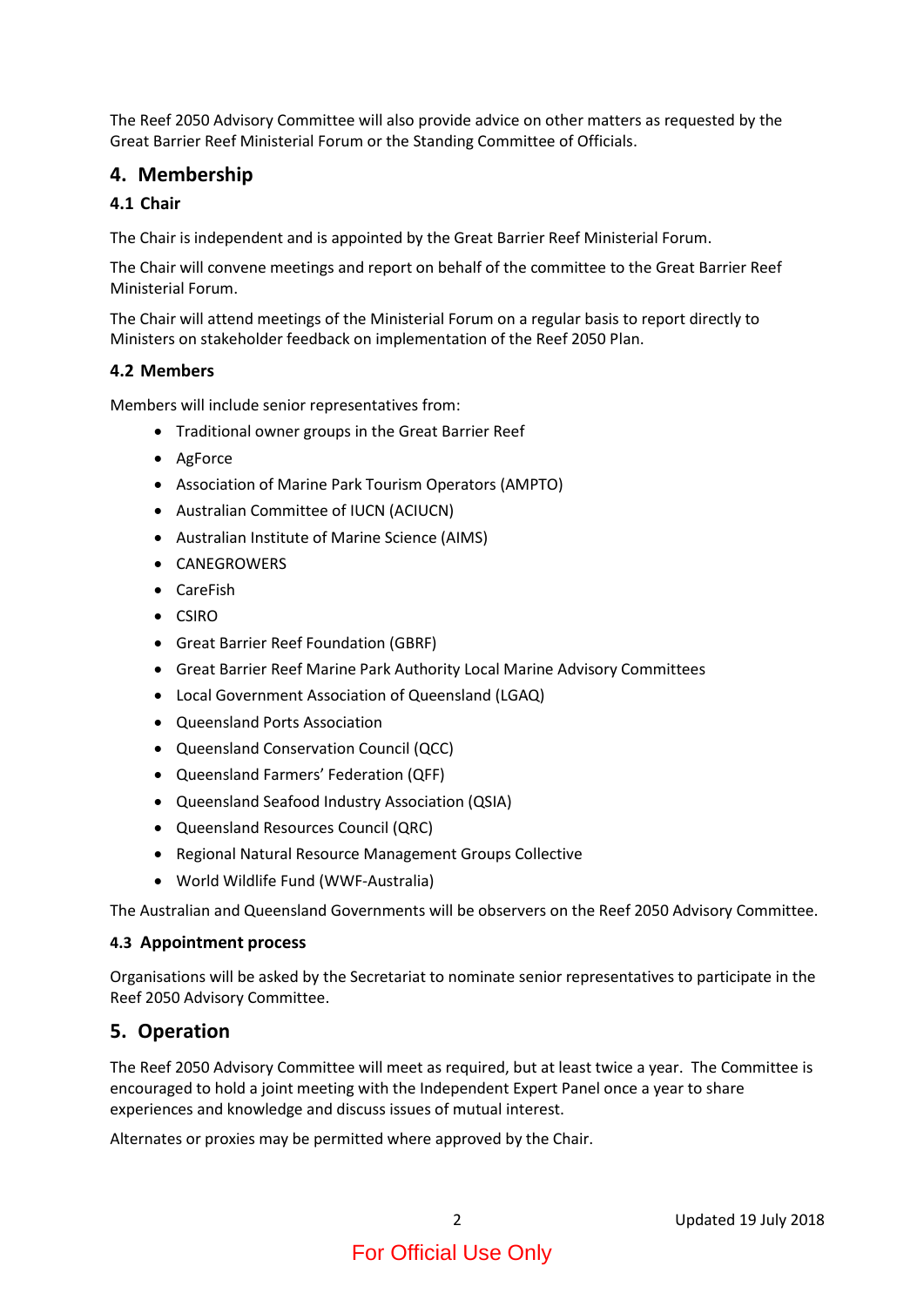The Reef 2050 Advisory Committee will also provide advice on other matters as requested by the Great Barrier Reef Ministerial Forum or the Standing Committee of Officials.

## 4. Membership

### 4.1 Chair

The Chair is independent and is appointed by the Great Barrier Reef Ministerial Forum.

The Chair will convene meetings and report on behalf of the committee to the Great Barrier Reef Ministerial Forum.

The Chair will attend meetings of the Ministerial Forum on a regular basis to report directly to Ministers on stakeholder feedback on implementation of the Reef 2050 Plan.

### 4.2 Members

Members will include senior representatives from:

- Traditional owner groups in the Great Barrier Reef
- AgForce
- Association of Marine Park Tourism Operators (AMPTO)
- Australian Committee of IUCN (ACIUCN)
- Australian Institute of Marine Science (AIMS)
- CANEGROWERS
- CareFish
- CSIRO
- Great Barrier Reef Foundation (GBRF)
- Great Barrier Reef Marine Park Authority Local Marine Advisory Committees
- Local Government Association of Queensland (LGAQ)
- Queensland Ports Association
- Queensland Conservation Council (QCC)
- Queensland Farmers' Federation (QFF)
- Queensland Seafood Industry Association (QSIA)
- Queensland Resources Council (QRC)
- Regional Natural Resource Management Groups Collective
- World Wildlife Fund (WWF-Australia)

The Australian and Queensland Governments will be observers on the Reef 2050 Advisory Committee.

### 4.3 Appointment process

Organisations will be asked by the Secretariat to nominate senior representatives to participate in the Reef 2050 Advisory Committee.

## 5. Operation

The Reef 2050 Advisory Committee will meet as required, but at least twice a year. The Committee is encouraged to hold a joint meeting with the Independent Expert Panel once a year to share experiences and knowledge and discuss issues of mutual interest.

Alternates or proxies may be permitted where approved by the Chair.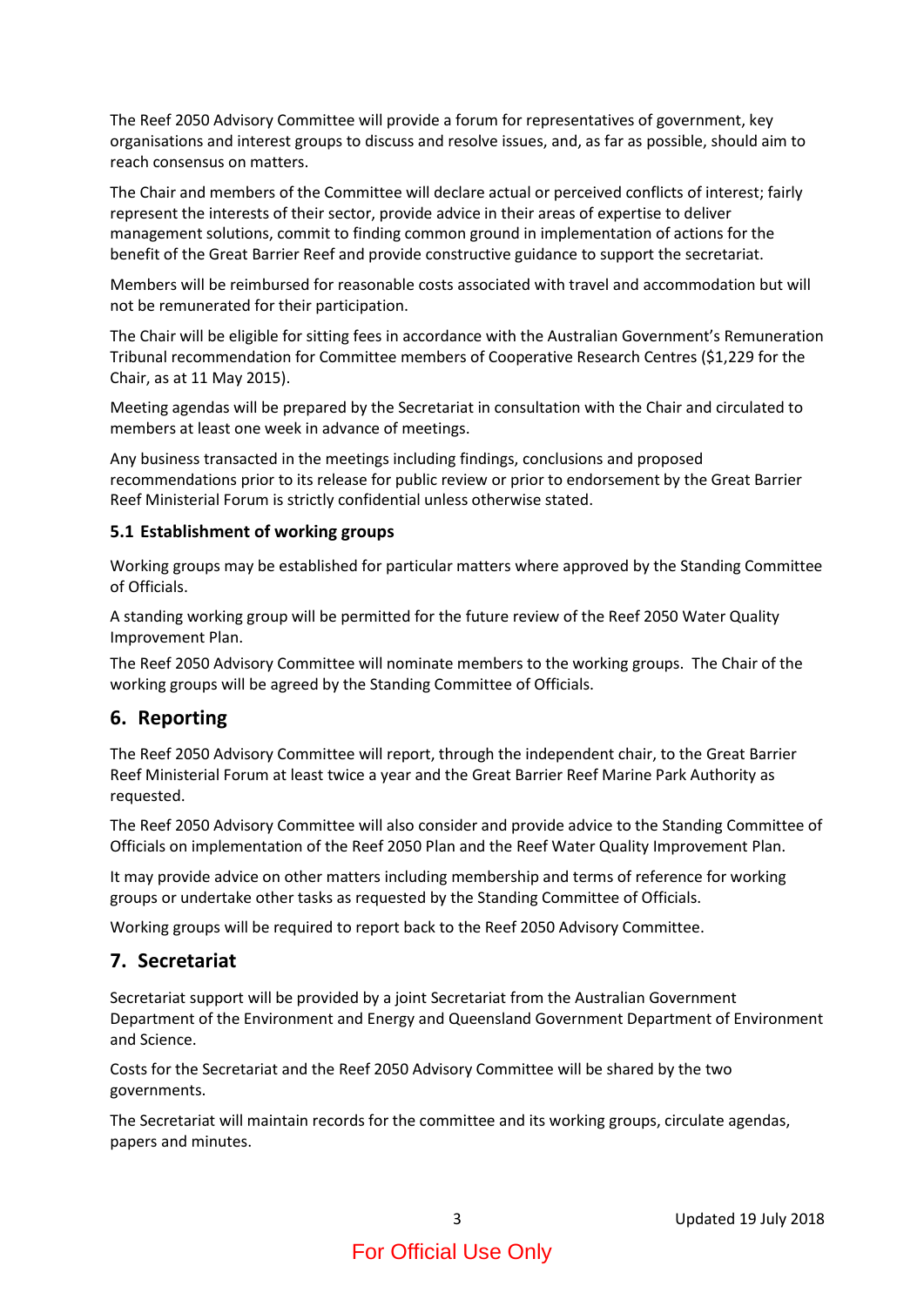The Reef 2050 Advisory Committee will provide a forum for representatives of government, key organisations and interest groups to discuss and resolve issues, and, as far as possible, should aim to reach consensus on matters.

The Chair and members of the Committee will declare actual or perceived conflicts of interest; fairly represent the interests of their sector, provide advice in their areas of expertise to deliver management solutions, commit to finding common ground in implementation of actions for the benefit of the Great Barrier Reef and provide constructive guidance to support the secretariat.

Members will be reimbursed for reasonable costs associated with travel and accommodation but will not be remunerated for their participation.

The Chair will be eligible for sitting fees in accordance with the Australian Government's Remuneration Tribunal recommendation for Committee members of Cooperative Research Centres ($1,229 for the Chair, as at 11 May 2015).

Meeting agendas will be prepared by the Secretariat in consultation with the Chair and circulated to members at least one week in advance of meetings.

Any business transacted in the meetings including findings, conclusions and proposed recommendations prior to its release for public review or prior to endorsement by the Great Barrier Reef Ministerial Forum is strictly confidential unless otherwise stated.

### 5.1 Establishment of working groups

Working groups may be established for particular matters where approved by the Standing Committee of Officials.

A standing working group will be permitted for the future review of the Reef 2050 Water Quality Improvement Plan.

The Reef 2050 Advisory Committee will nominate members to the working groups. The Chair of the working groups will be agreed by the Standing Committee of Officials.

## 6. Reporting

The Reef 2050 Advisory Committee will report, through the independent chair, to the Great Barrier Reef Ministerial Forum at least twice a year and the Great Barrier Reef Marine Park Authority as requested.

The Reef 2050 Advisory Committee will also consider and provide advice to the Standing Committee of Officials on implementation of the Reef 2050 Plan and the Reef Water Quality Improvement Plan.

It may provide advice on other matters including membership and terms of reference for working groups or undertake other tasks as requested by the Standing Committee of Officials.

Working groups will be required to report back to the Reef 2050 Advisory Committee.

## 7. Secretariat

Secretariat support will be provided by a joint Secretariat from the Australian Government Department of the Environment and Energy and Queensland Government Department of Environment and Science.

Costs for the Secretariat and the Reef 2050 Advisory Committee will be shared by the two governments.

The Secretariat will maintain records for the committee and its working groups, circulate agendas, papers and minutes.